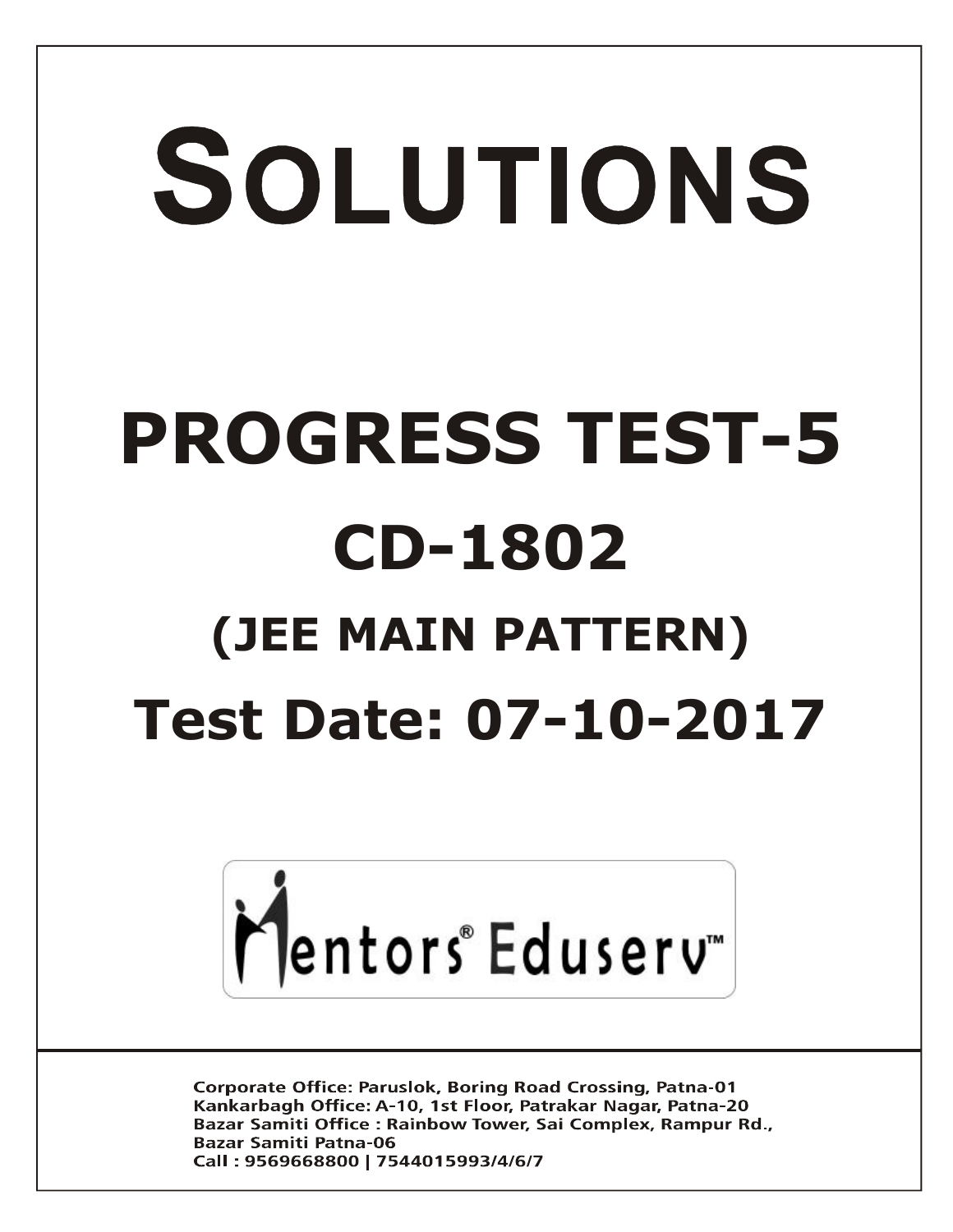# SOLUTIONS

# PROGRESS TEST-5

# CD-1802

## (JEE MAIN PATTERN)

## Test Date: 07-10-2017

Mentors® Eduserv™

Corporate Office: Paruslok, Boring Road Crossing, Patna-01
Kankarbagh Office: A-10, 1st Floor, Patrakar Nagar, Patna-20
Bazar Samiti Office : Rainbow Tower, Sai Complex, Rampur Rd., Bazar Samiti Patna-06
Call : 9569668800 | 7544015993/4/6/7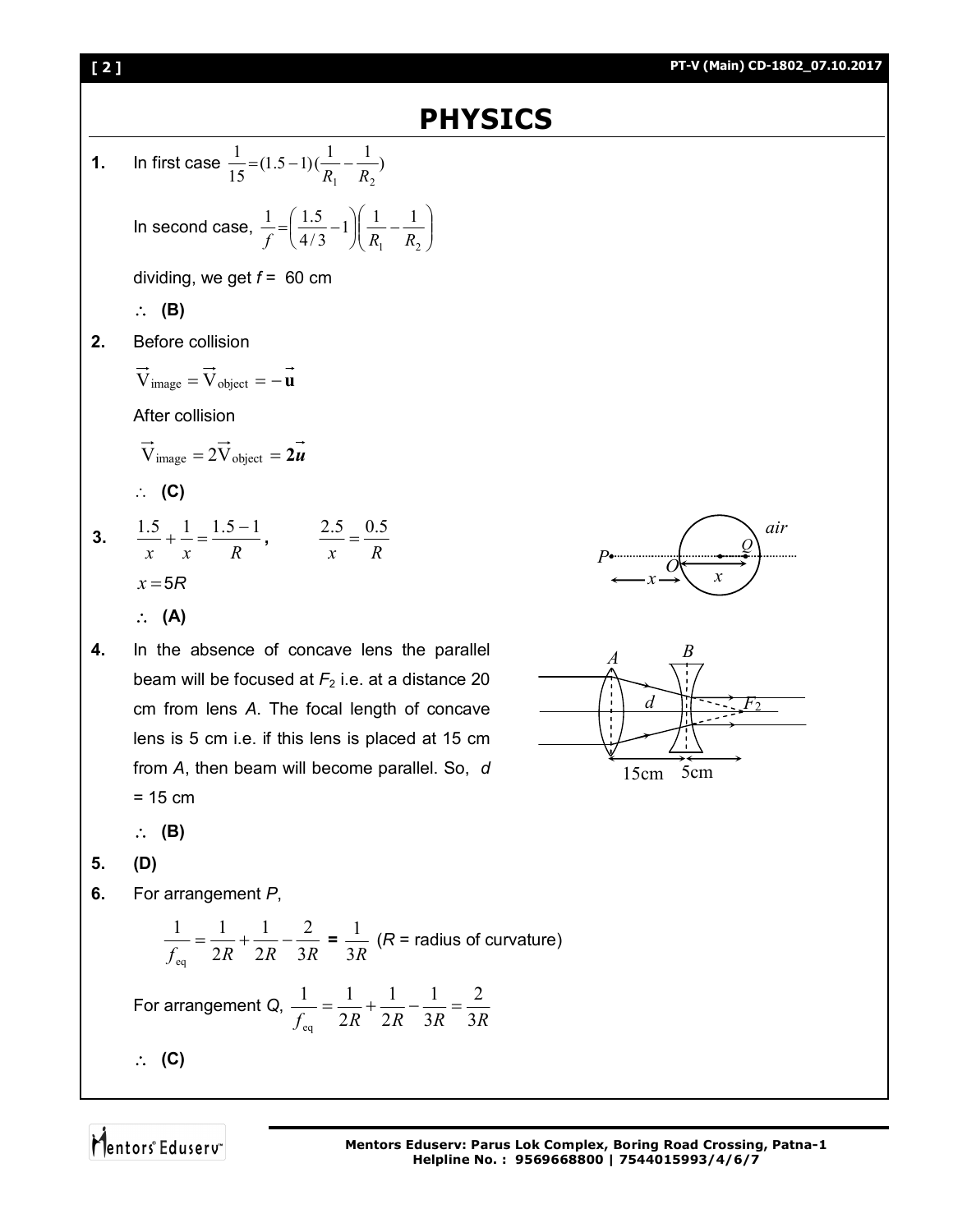# PHYSICS

**1.** In first case $\frac{1}{15} = (1.5-1)(\frac{1}{R_1} - \frac{1}{R_2})$

In second case, $\frac{1}{f} = \left(\frac{1.5}{4/3} - 1\right)\left(\frac{1}{R_1} - \frac{1}{R_2}\right)$

dividing, we get $f =$ 60 cm

$\therefore$ **(B)**

**2.** Before collision

$$\vec{V}_{\text{image}} = \vec{V}_{\text{object}} = -\vec{\mathbf{u}}$$

After collision

$$\vec{V}_{\text{image}} = 2\vec{V}_{\text{object}} = \mathbf{2}\vec{\boldsymbol{u}}$$

$\therefore$ **(C)**

**3.** $\frac{1.5}{x} + \frac{1}{x} = \frac{1.5-1}{R}$, $\quad \frac{2.5}{x} = \frac{0.5}{R}$

$x = 5R$

$\therefore$ **(A)**

**4.** In the absence of concave lens the parallel beam will be focused at $F_2$ i.e. at a distance 20 cm from lens $A$. The focal length of concave lens is 5 cm i.e. if this lens is placed at 15 cm from $A$, then beam will become parallel. So, $d$ = 15 cm

$\therefore$ **(B)**

**5.** **(D)**

**6.** For arrangement $P$,

$$\frac{1}{f_{\text{eq}}} = \frac{1}{2R} + \frac{1}{2R} - \frac{2}{3R} = \frac{1}{3R} \text{ (} R \text{ = radius of curvature)}$$

For arrangement $Q$, $\frac{1}{f_{\text{eq}}} = \frac{1}{2R} + \frac{1}{2R} - \frac{1}{3R} = \frac{2}{3R}$

$\therefore$ **(C)**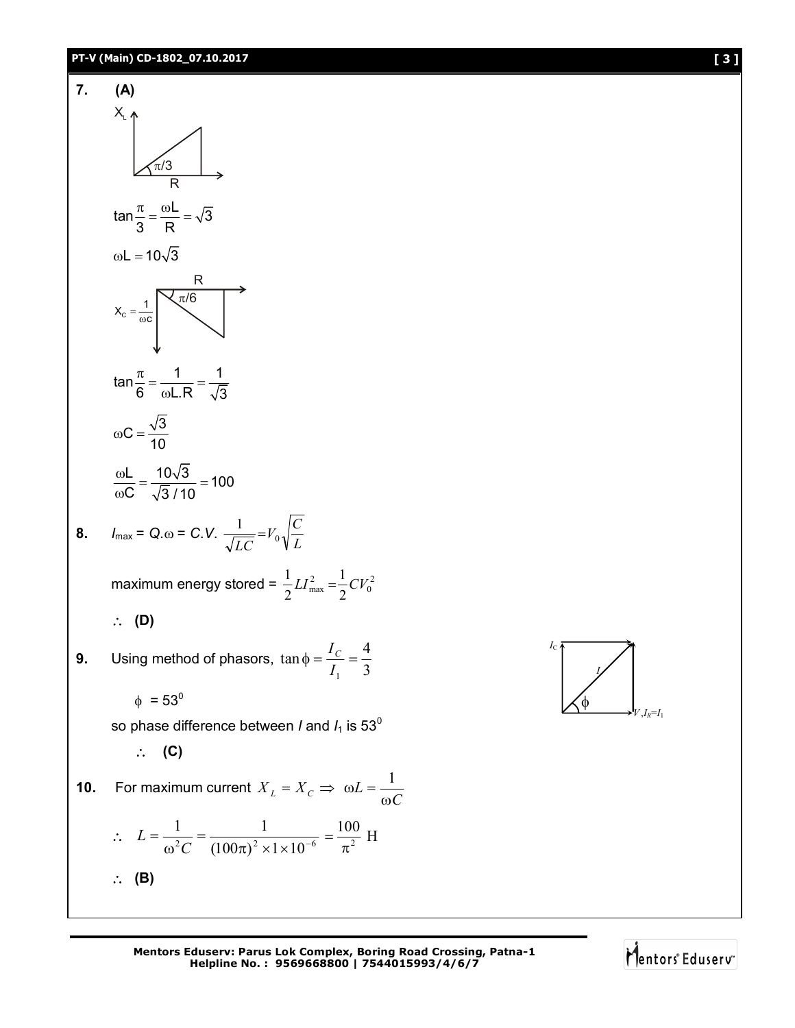**7.** **(A)**

$$\tan\frac{\pi}{3} = \frac{\omega L}{R} = \sqrt{3}$$

$$\omega L = 10\sqrt{3}$$

$$X_C = \frac{1}{\omega C}$$

$$\tan\frac{\pi}{6} = \frac{1}{\omega L.R} = \frac{1}{\sqrt{3}}$$

$$\omega C = \frac{\sqrt{3}}{10}$$

$$\frac{\omega L}{\omega C} = \frac{10\sqrt{3}}{\sqrt{3}/10} = 100$$

**8.** $I_{max} = Q.\omega = C.V.\ \frac{1}{\sqrt{LC}} = V_0\sqrt{\frac{C}{L}}$

maximum energy stored = $\frac{1}{2}LI_{max}^2 = \frac{1}{2}CV_0^2$

$\therefore$ **(D)**

**9.** Using method of phasors, $\tan\phi = \frac{I_C}{I_1} = \frac{4}{3}$

$\phi = 53^0$

so phase difference between $I$ and $I_1$ is $53^0$

$\therefore$ **(C)**

**10.** For maximum current $X_L = X_C \Rightarrow \omega L = \frac{1}{\omega C}$

$$\therefore \quad L = \frac{1}{\omega^2 C} = \frac{1}{(100\pi)^2 \times 1 \times 10^{-6}} = \frac{100}{\pi^2}\ \text{H}$$

$\therefore$ **(B)**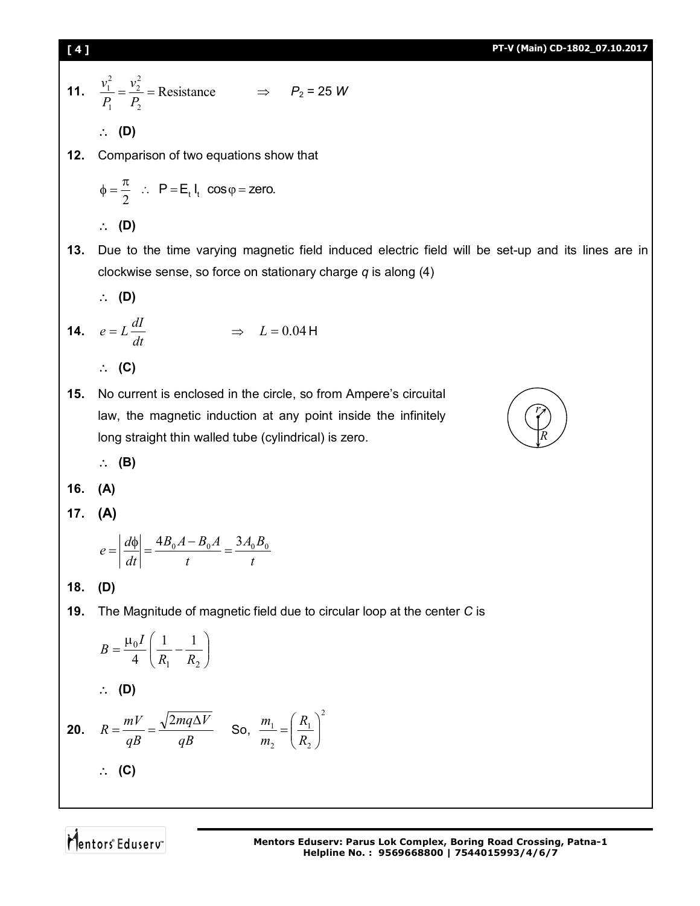**11.** $\frac{v_1^2}{P_1} = \frac{v_2^2}{P_2} = \text{Resistance} \quad \Rightarrow \quad P_2 = 25\ W$

$\therefore$ **(D)**

**12.** Comparison of two equations show that

$\phi = \frac{\pi}{2} \quad \therefore \quad P = E_t I_t \cos\varphi = \text{zero.}$

$\therefore$ **(D)**

**13.** Due to the time varying magnetic field induced electric field will be set-up and its lines are in clockwise sense, so force on stationary charge $q$ is along (4)

$\therefore$ **(D)**

**14.** $e = L\frac{dI}{dt} \quad \Rightarrow \quad L = 0.04\,\text{H}$

$\therefore$ **(C)**

**15.** No current is enclosed in the circle, so from Ampere's circuital law, the magnetic induction at any point inside the infinitely long straight thin walled tube (cylindrical) is zero.

$\therefore$ **(B)**

**16.** **(A)**

**17.** **(A)**

$$e = \left|\frac{d\phi}{dt}\right| = \frac{4B_0A - B_0A}{t} = \frac{3A_0B_0}{t}$$

**18.** **(D)**

**19.** The Magnitude of magnetic field due to circular loop at the center $C$ is

$$B = \frac{\mu_0 I}{4}\left(\frac{1}{R_1} - \frac{1}{R_2}\right)$$

$\therefore$ **(D)**

**20.** $R = \frac{mV}{qB} = \frac{\sqrt{2mq\Delta V}}{qB}$ So, $\frac{m_1}{m_2} = \left(\frac{R_1}{R_2}\right)^2$

$\therefore$ **(C)**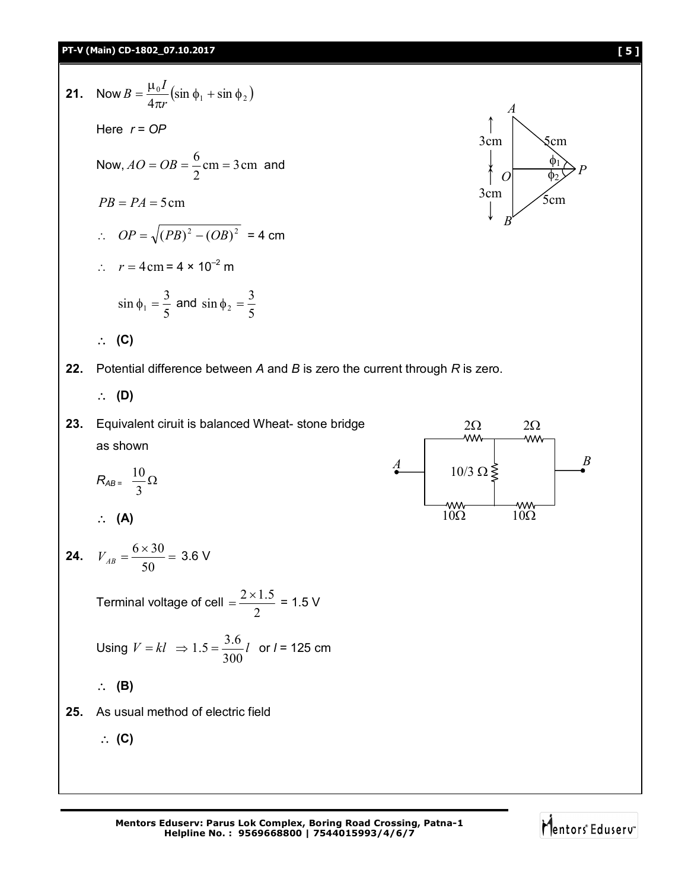**21.** Now $B = \frac{\mu_0 I}{4\pi r}(\sin\phi_1 + \sin\phi_2)$

Here $r = OP$

Now, $AO = OB = \frac{6}{2}\text{cm} = 3\,\text{cm}$ and

$PB = PA = 5\,\text{cm}$

$\therefore \quad OP = \sqrt{(PB)^2 - (OB)^2}$ = 4 cm

$\therefore \quad r = 4\,\text{cm} = 4 \times 10^{-2}$ m

$\sin\phi_1 = \frac{3}{5}$ and $\sin\phi_2 = \frac{3}{5}$

$\therefore$ **(C)**

**22.** Potential difference between *A* and *B* is zero the current through *R* is zero.

$\therefore$ **(D)**

**23.** Equivalent ciruit is balanced Wheat- stone bridge as shown

$R_{AB} = \frac{10}{3}\Omega$

$\therefore$ **(A)**

**24.** $V_{AB} = \frac{6 \times 30}{50} =$ 3.6 V

Terminal voltage of cell $= \frac{2 \times 1.5}{2}$ = 1.5 V

Using $V = kl \;\Rightarrow 1.5 = \frac{3.6}{300} l$ or $l$ = 125 cm

$\therefore$ **(B)**

**25.** As usual method of electric field

$\therefore$ **(C)**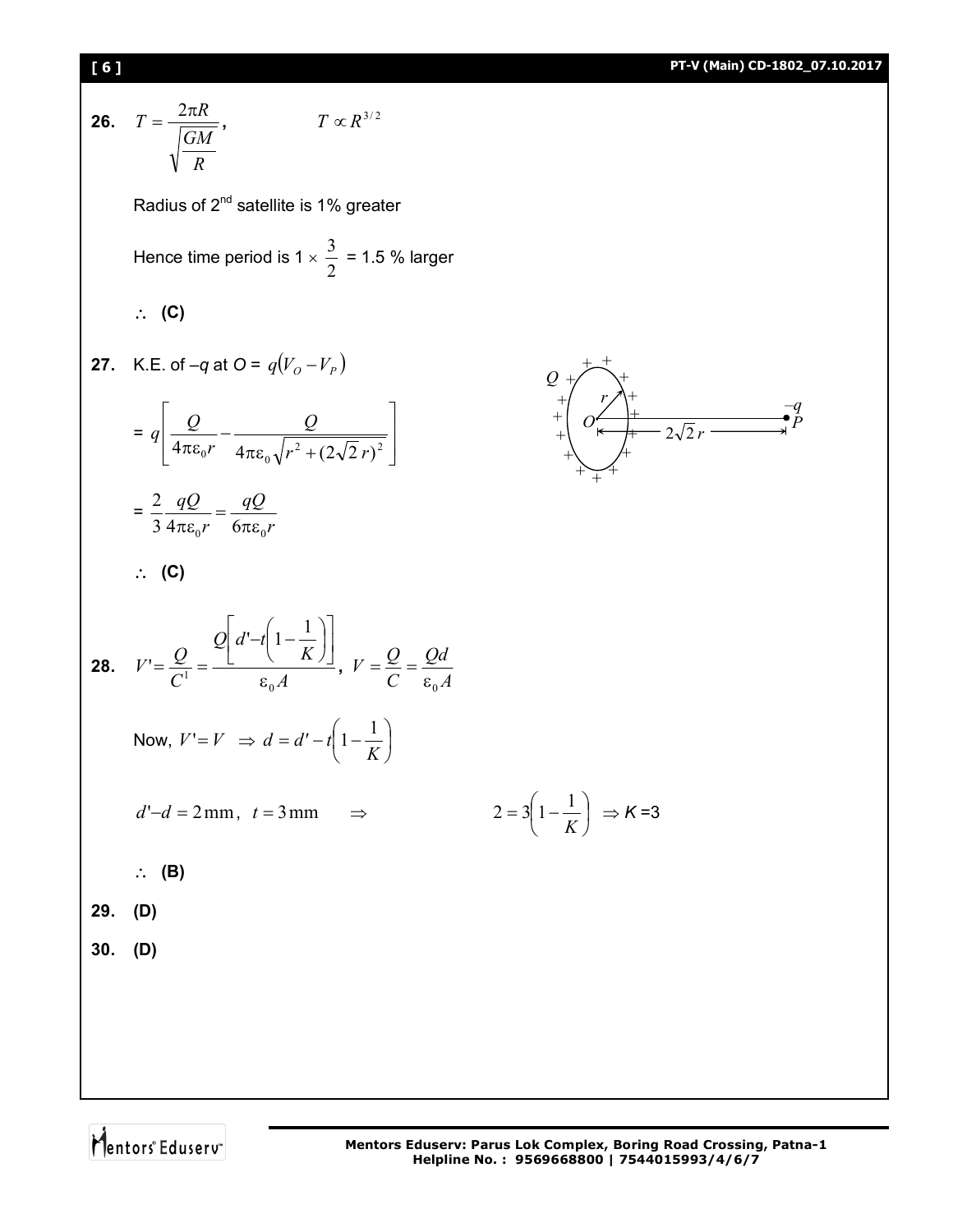**26.** $T = \dfrac{2\pi R}{\sqrt{\dfrac{GM}{R}}}$, $\qquad T \propto R^{3/2}$

Radius of 2nd satellite is 1% greater

Hence time period is $1 \times \dfrac{3}{2}$ = 1.5 % larger

$\therefore$ **(C)**

**27.** K.E. of $-q$ at $O$ = $q(V_O - V_P)$

$$= q\left[\frac{Q}{4\pi\varepsilon_0 r} - \frac{Q}{4\pi\varepsilon_0\sqrt{r^2 + (2\sqrt{2}\,r)^2}}\right]$$

$$= \frac{2}{3}\frac{qQ}{4\pi\varepsilon_0 r} = \frac{qQ}{6\pi\varepsilon_0 r}$$

$\therefore$ **(C)**

**28.** $V' = \dfrac{Q}{C^1} = \dfrac{Q\left[d' - t\left(1 - \dfrac{1}{K}\right)\right]}{\varepsilon_0 A}$, $V = \dfrac{Q}{C} = \dfrac{Qd}{\varepsilon_0 A}$

Now, $V' = V \Rightarrow d = d' - t\left(1 - \dfrac{1}{K}\right)$

$d' - d = 2\,\text{mm},\ t = 3\,\text{mm} \quad \Rightarrow \qquad 2 = 3\left(1 - \dfrac{1}{K}\right) \Rightarrow K = 3$

$\therefore$ **(B)**

**29.** **(D)**

**30.** **(D)**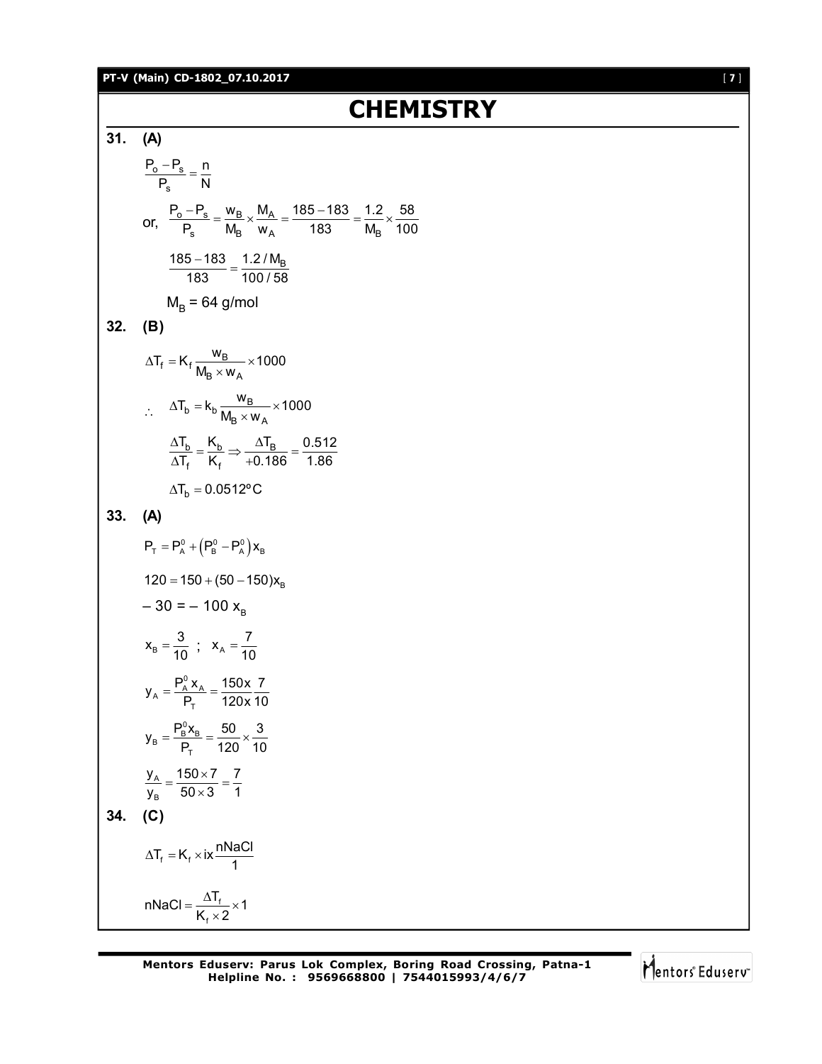# CHEMISTRY

**31. (A)**

$$\frac{P_o - P_s}{P_s} = \frac{n}{N}$$

or, $\frac{P_o - P_s}{P_s} = \frac{w_B}{M_B} \times \frac{M_A}{w_A} = \frac{185 - 183}{183} = \frac{1.2}{M_B} \times \frac{58}{100}$

$$\frac{185 - 183}{183} = \frac{1.2 / M_B}{100 / 58}$$

$M_B$ = 64 g/mol

**32. (B)**

$$\Delta T_f = K_f \frac{w_B}{M_B \times w_A} \times 1000$$

$\therefore \quad \Delta T_b = k_b \frac{w_B}{M_B \times w_A} \times 1000$

$$\frac{\Delta T_b}{\Delta T_f} = \frac{K_b}{K_f} \Rightarrow \frac{\Delta T_B}{+0.186} = \frac{0.512}{1.86}$$

$$\Delta T_b = 0.0512^o C$$

**33. (A)**

$$P_T = P_A^0 + \left(P_B^0 - P_A^0\right) x_B$$

$$120 = 150 + (50 - 150) x_B$$

$$-30 = -100\, x_B$$

$$x_B = \frac{3}{10} \; ; \; x_A = \frac{7}{10}$$

$$y_A = \frac{P_A^0 x_A}{P_T} = \frac{150 x}{120 x} \frac{7}{10}$$

$$y_B = \frac{P_B^0 x_B}{P_T} = \frac{50}{120} \times \frac{3}{10}$$

$$\frac{y_A}{y_B} = \frac{150 \times 7}{50 \times 3} = \frac{7}{1}$$

**34. (C)**

$$\Delta T_f = K_f \times i x \frac{nNaCl}{1}$$

$$nNaCl = \frac{\Delta T_f}{K_f \times 2} \times 1$$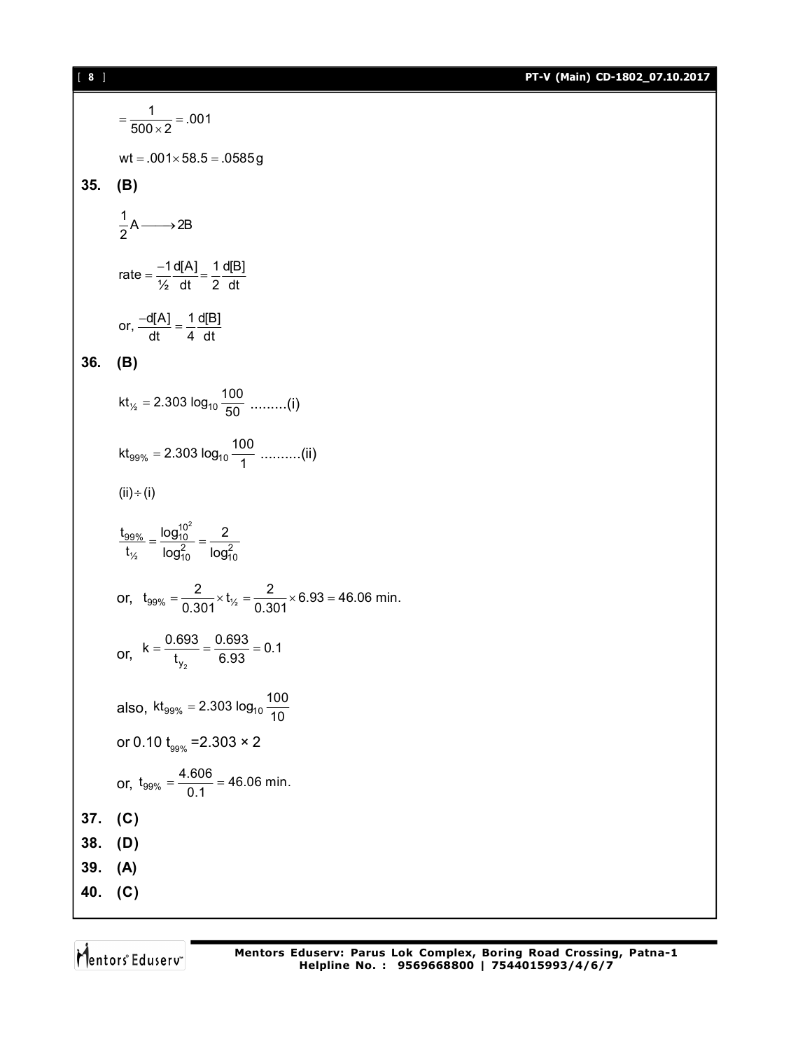$$= \frac{1}{500 \times 2} = .001$$

$$\text{wt} = .001 \times 58.5 = .0585\,\text{g}$$

**35. (B)**

$$\frac{1}{2}A \longrightarrow 2B$$

$$\text{rate} = \frac{-1}{½}\frac{d[A]}{dt} = \frac{1}{2}\frac{d[B]}{dt}$$

$$\text{or, } \frac{-d[A]}{dt} = \frac{1}{4}\frac{d[B]}{dt}$$

**36. (B)**

$$kt_{½} = 2.303 \log_{10}\frac{100}{50} \text{ .........(i)}$$

$$kt_{99\%} = 2.303 \log_{10}\frac{100}{1} \text{ ..........(ii)}$$

$$(ii) \div (i)$$

$$\frac{t_{99\%}}{t_{½}} = \frac{\log_{10}^{10^2}}{\log_{10}^{2}} = \frac{2}{\log_{10}^{2}}$$

$$\text{or, } t_{99\%} = \frac{2}{0.301} \times t_{½} = \frac{2}{0.301} \times 6.93 = 46.06 \text{ min.}$$

$$\text{or, } k = \frac{0.693}{t_{y_2}} = \frac{0.693}{6.93} = 0.1$$

$$\text{also, } kt_{99\%} = 2.303 \log_{10}\frac{100}{10}$$

$$\text{or } 0.10\, t_{99\%} = 2.303 \times 2$$

$$\text{or, } t_{99\%} = \frac{4.606}{0.1} = 46.06 \text{ min.}$$

**37. (C)**

**38. (D)**

**39. (A)**

**40. (C)**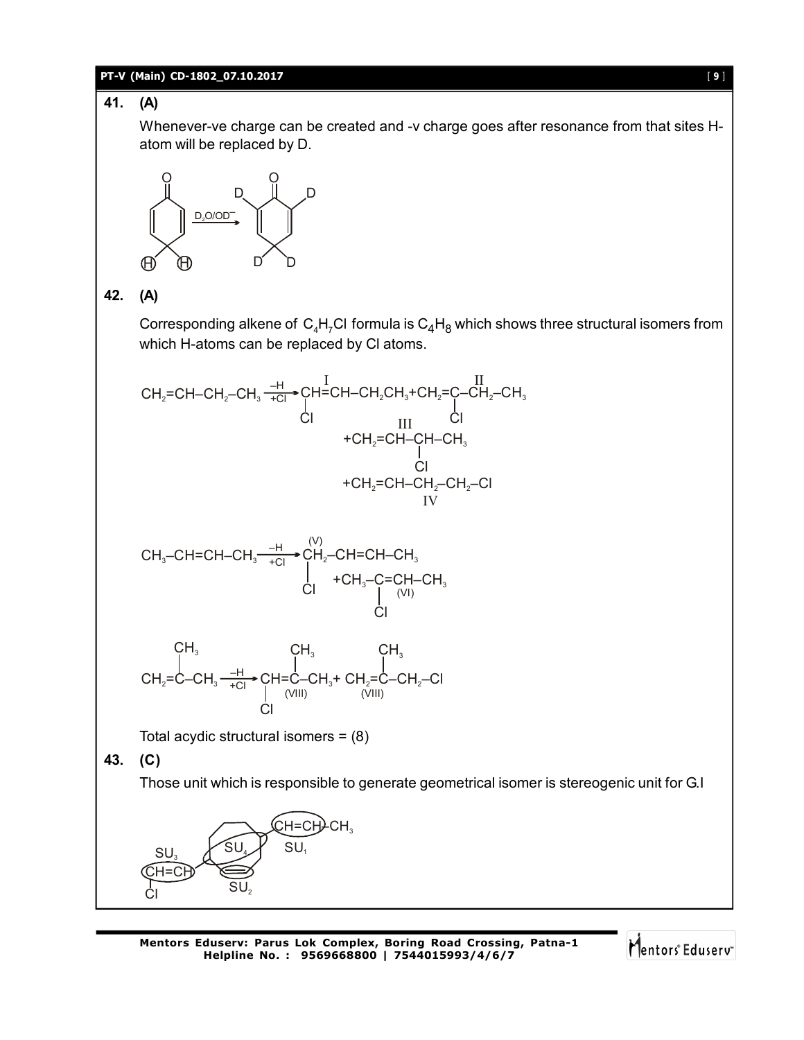**41. (A)**

Whenever-ve charge can be created and -v charge goes after resonance from that sites H-atom will be replaced by D.

$$\text{Cyclohexa-2,5-dienone (with H, H at C-4)} \xrightarrow{D_2O/OD^-} \text{2,6-dideuterio-4,4-dideuterio cyclohexa-2,5-dienone}$$

**42. (A)**

Corresponding alkene of $C_4H_7Cl$ formula is $C_4H_8$ which shows three structural isomers from which H-atoms can be replaced by Cl atoms.

$$CH_2{=}CH{-}CH_2{-}CH_3 \xrightarrow[+Cl]{-H} \underset{\text{I}}{CH(Cl){=}CH{-}CH_2CH_3} + \underset{\text{II}}{CH_2{=}C(Cl){-}CH_2{-}CH_3} + \underset{\text{III}}{CH_2{=}CH{-}CH(Cl){-}CH_3} + \underset{\text{IV}}{CH_2{=}CH{-}CH_2{-}CH_2{-}Cl}$$

$$CH_3{-}CH{=}CH{-}CH_3 \xrightarrow[+Cl]{-H} \underset{\text{(V)}}{CH_2(Cl){-}CH{=}CH{-}CH_3} + \underset{\text{(VI)}}{CH_3{-}C(Cl){=}CH{-}CH_3}$$

$$CH_2{=}C(CH_3){-}CH_3 \xrightarrow[+Cl]{-H} \underset{\text{(VIII)}}{CH(Cl){=}C(CH_3){-}CH_3} + \underset{\text{(VIII)}}{CH_2{=}C(CH_3){-}CH_2{-}Cl}$$

Total acydic structural isomers = (8)

**43. (C)**

Those unit which is responsible to generate geometrical isomer is stereogenic unit for G.I

Structure: ring compound bearing CH=CH–CH$_3$ (SU$_1$), ring double bond (SU$_2$), CH=CH–Cl (SU$_3$), and the ring attachment (SU$_4$).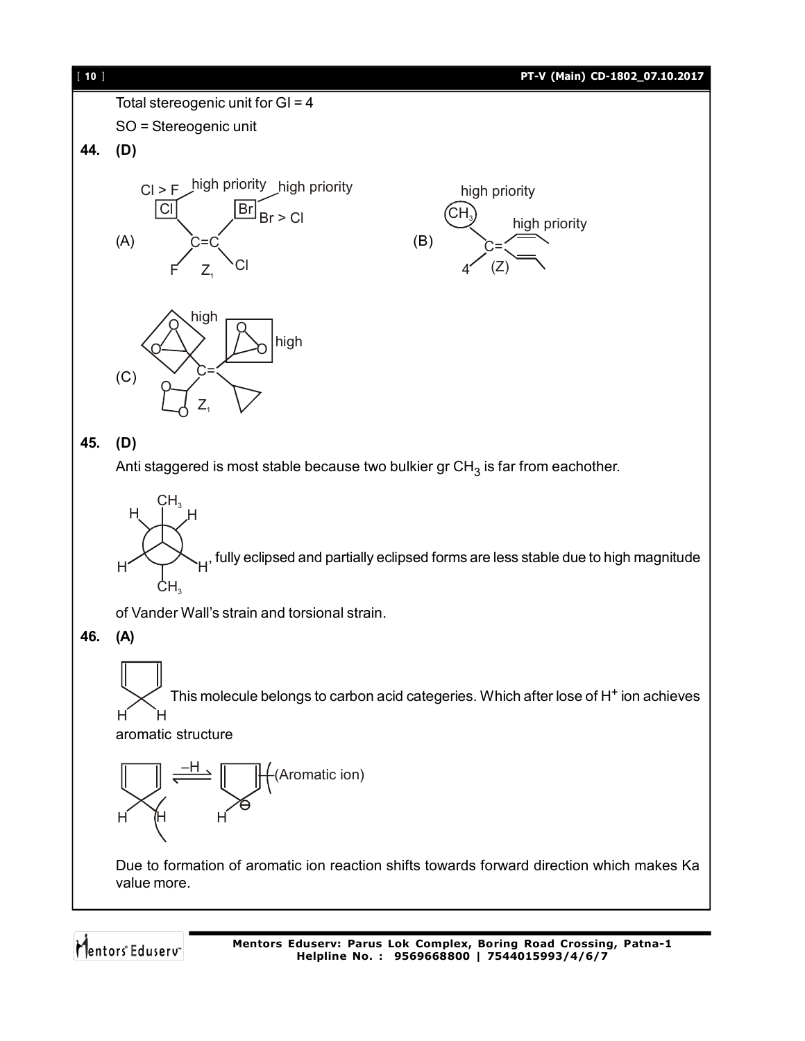Total stereogenic unit for GI = 4

SO = Stereogenic unit

**44. (D)**

(A) Cl > F, high priority, high priority, Br > Cl, $Z_1$

(B) high priority $CH_3$, high priority, (Z)

(C) high, high, $Z_1$

**45. (D)**

Anti staggered is most stable because two bulkier gr $CH_3$ is far from eachother.

, fully eclipsed and partially eclipsed forms are less stable due to high magnitude of Vander Wall's strain and torsional strain.

**46. (A)**

This molecule belongs to carbon acid categeries. Which after lose of $H^+$ ion achieves aromatic structure

$\xrightarrow{-H}$ (Aromatic ion)

Due to formation of aromatic ion reaction shifts towards forward direction which makes Ka value more.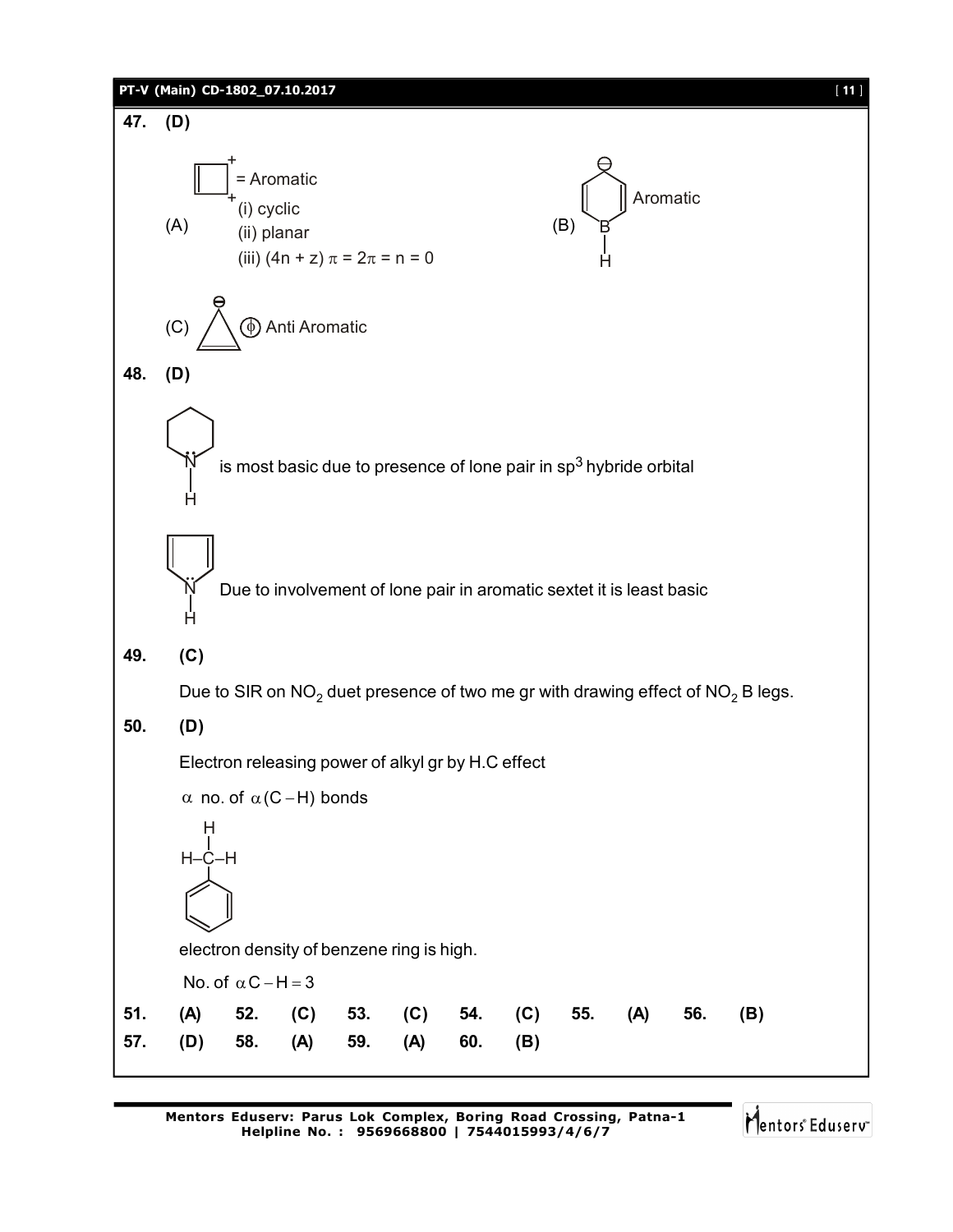**47. (D)**

(A) = Aromatic
(i) cyclic
(ii) planar
(iii) $(4n + z)\ \pi = 2\pi = n = 0$

(B) Aromatic

(C) $\phi$ Anti Aromatic

**48. (D)**

is most basic due to presence of lone pair in $sp^3$ hybride orbital

Due to involvement of lone pair in aromatic sextet it is least basic

**49. (C)**

Due to SIR on $NO_2$ duet presence of two me gr with drawing effect of $NO_2$ B legs.

**50. (D)**

Electron releasing power of alkyl gr by H.C effect

$\alpha$ no. of $\alpha(C-H)$ bonds

electron density of benzene ring is high.

No. of $\alpha C-H=3$

| 51. | (A) | 52. | (C) | 53. | (C) | 54. | (C) | 55. | (A) | 56. | (B) |
|---|---|---|---|---|---|---|---|---|---|---|---|
| 57. | (D) | 58. | (A) | 59. | (A) | 60. | (B) | | | | |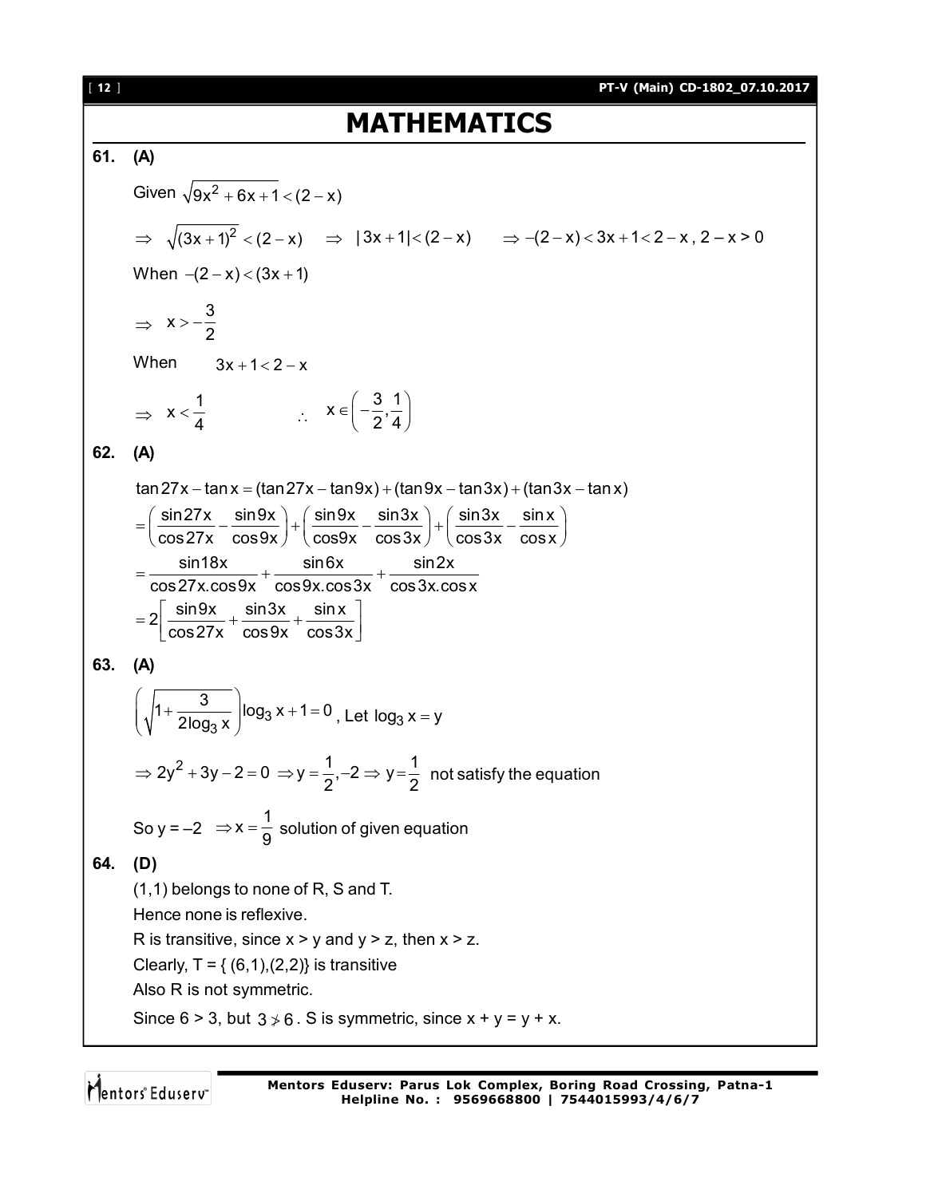# MATHEMATICS

**61. (A)**

Given $\sqrt{9x^2+6x+1} < (2-x)$

$\Rightarrow \sqrt{(3x+1)^2} < (2-x) \quad \Rightarrow |3x+1| < (2-x) \quad \Rightarrow -(2-x) < 3x+1 < 2-x,\ 2-x > 0$

When $-(2-x) < (3x+1)$

$\Rightarrow x > -\dfrac{3}{2}$

When $3x+1 < 2-x$

$\Rightarrow x < \dfrac{1}{4} \qquad \therefore \ x \in \left(-\dfrac{3}{2}, \dfrac{1}{4}\right)$

**62. (A)**

$$\tan 27x - \tan x = (\tan 27x - \tan 9x) + (\tan 9x - \tan 3x) + (\tan 3x - \tan x)$$

$$= \left(\frac{\sin 27x}{\cos 27x} - \frac{\sin 9x}{\cos 9x}\right) + \left(\frac{\sin 9x}{\cos 9x} - \frac{\sin 3x}{\cos 3x}\right) + \left(\frac{\sin 3x}{\cos 3x} - \frac{\sin x}{\cos x}\right)$$

$$= \frac{\sin 18x}{\cos 27x.\cos 9x} + \frac{\sin 6x}{\cos 9x.\cos 3x} + \frac{\sin 2x}{\cos 3x.\cos x}$$

$$= 2\left[\frac{\sin 9x}{\cos 27x} + \frac{\sin 3x}{\cos 9x} + \frac{\sin x}{\cos 3x}\right]$$

**63. (A)**

$\left(\sqrt{1+\dfrac{3}{2\log_3 x}}\right)\log_3 x + 1 = 0$, Let $\log_3 x = y$

$\Rightarrow 2y^2 + 3y - 2 = 0 \Rightarrow y = \dfrac{1}{2}, -2 \Rightarrow y = \dfrac{1}{2}$ not satisfy the equation

So $y = -2 \Rightarrow x = \dfrac{1}{9}$ solution of given equation

**64. (D)**

(1,1) belongs to none of R, S and T.

Hence none is reflexive.

R is transitive, since $x > y$ and $y > z$, then $x > z$.

Clearly, T = { (6,1),(2,2)} is transitive

Also R is not symmetric.

Since $6 > 3$, but $3 \not> 6$. S is symmetric, since $x + y = y + x$.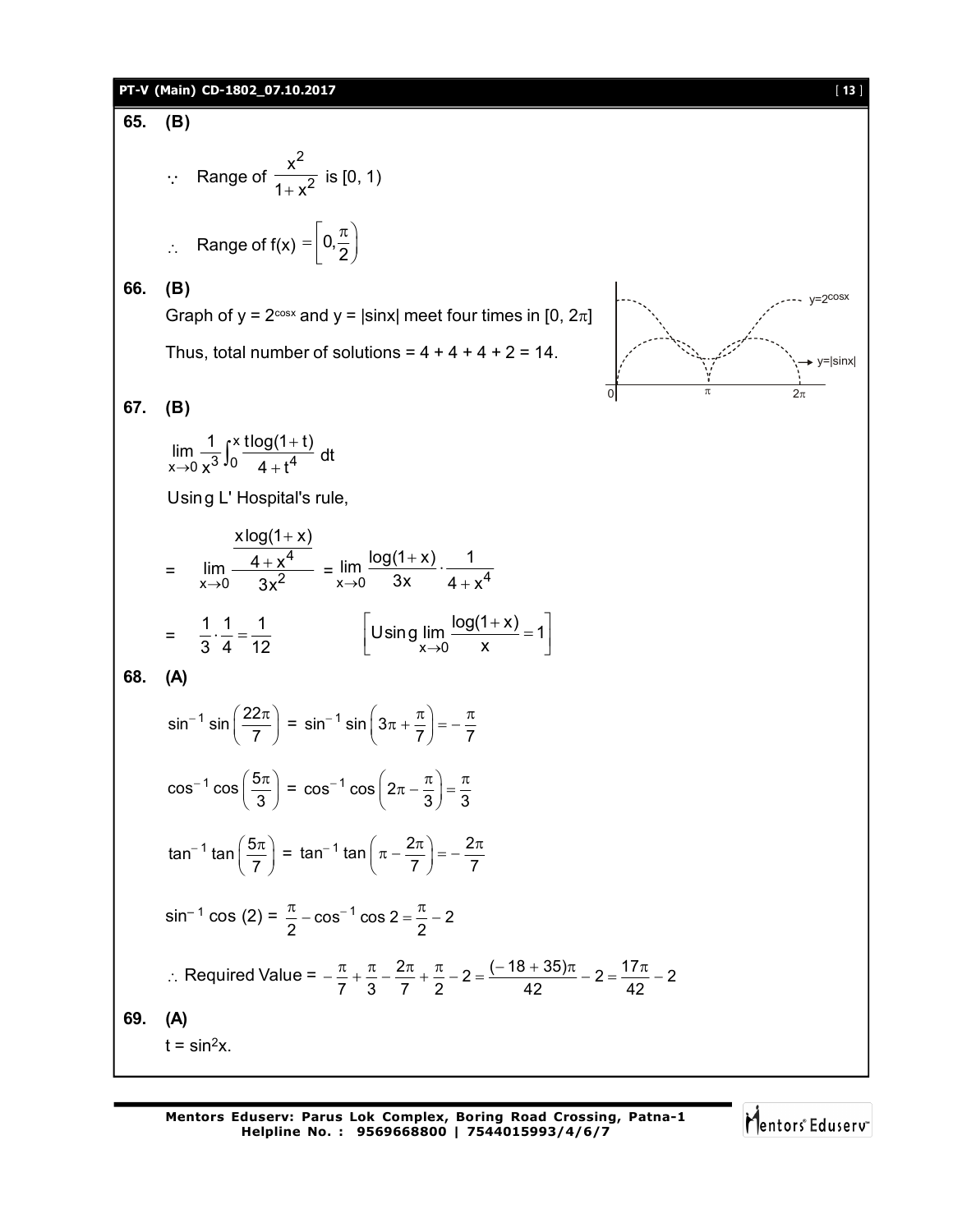**65. (B)**

$\because$ Range of $\dfrac{x^2}{1+x^2}$ is [0, 1)

$\therefore$ Range of f(x) $= \left[0, \dfrac{\pi}{2}\right)$

**66. (B)**

Graph of $y = 2^{\cos x}$ and $y = |\sin x|$ meet four times in $[0, 2\pi]$

Thus, total number of solutions = 4 + 4 + 4 + 2 = 14.

**67. (B)**

$$\lim_{x\to 0} \frac{1}{x^3}\int_0^x \frac{t\log(1+t)}{4+t^4}\,dt$$

Using L' Hospital's rule,

$$= \lim_{x\to 0} \frac{\dfrac{x\log(1+x)}{4+x^4}}{3x^2} = \lim_{x\to 0} \frac{\log(1+x)}{3x}\cdot\frac{1}{4+x^4}$$

$$= \frac{1}{3}\cdot\frac{1}{4} = \frac{1}{12} \qquad \left[\text{Using} \lim_{x\to 0}\frac{\log(1+x)}{x} = 1\right]$$

**68. (A)**

$$\sin^{-1}\sin\left(\frac{22\pi}{7}\right) = \sin^{-1}\sin\left(3\pi + \frac{\pi}{7}\right) = -\frac{\pi}{7}$$

$$\cos^{-1}\cos\left(\frac{5\pi}{3}\right) = \cos^{-1}\cos\left(2\pi - \frac{\pi}{3}\right) = \frac{\pi}{3}$$

$$\tan^{-1}\tan\left(\frac{5\pi}{7}\right) = \tan^{-1}\tan\left(\pi - \frac{2\pi}{7}\right) = -\frac{2\pi}{7}$$

$$\sin^{-1}\cos(2) = \frac{\pi}{2} - \cos^{-1}\cos 2 = \frac{\pi}{2} - 2$$

$$\therefore \text{Required Value} = -\frac{\pi}{7} + \frac{\pi}{3} - \frac{2\pi}{7} + \frac{\pi}{2} - 2 = \frac{(-18+35)\pi}{42} - 2 = \frac{17\pi}{42} - 2$$

**69. (A)**

$t = \sin^2 x$.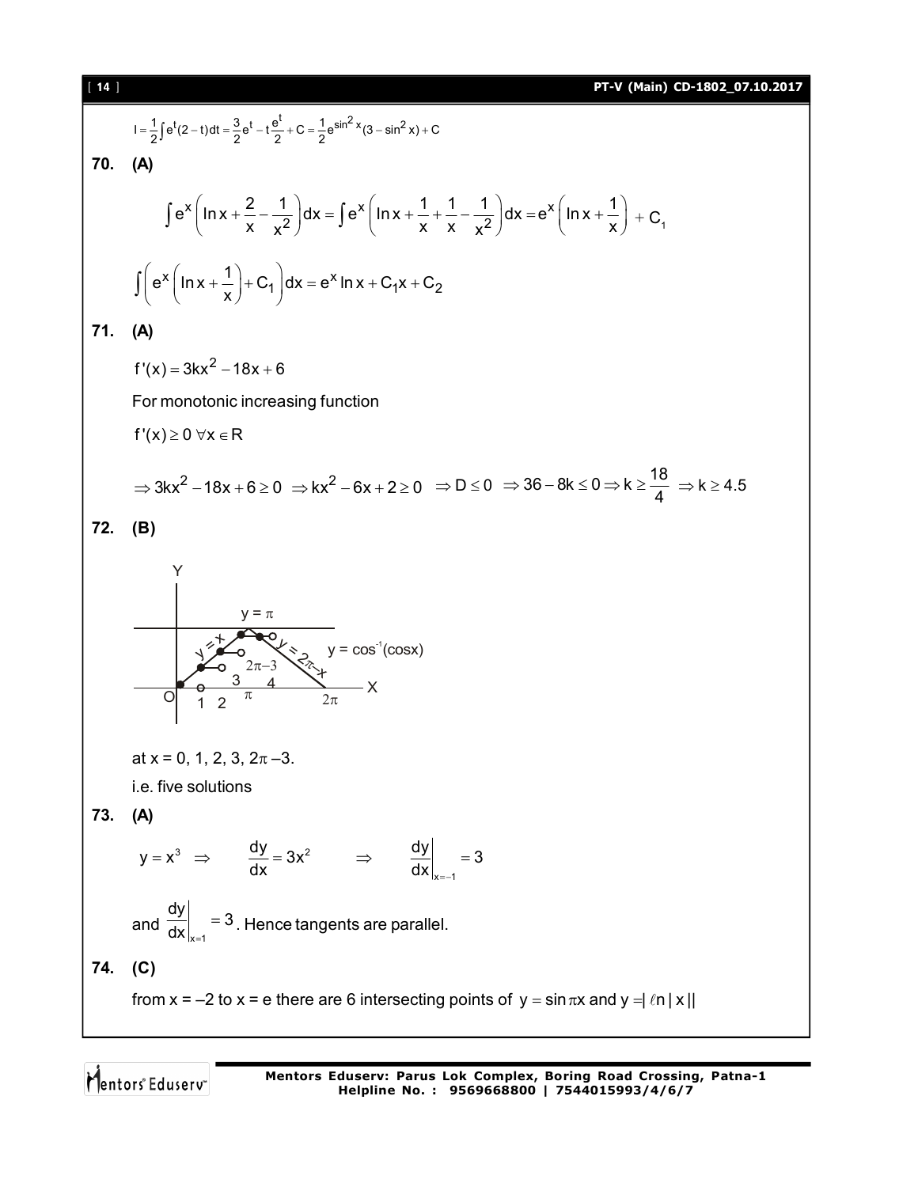$$I=\frac{1}{2}\int e^t(2-t)dt=\frac{3}{2}e^t-t\frac{e^t}{2}+C=\frac{1}{2}e^{\sin^2 x}(3-\sin^2 x)+C$$

**70. (A)**

$$\int e^x\left(\ln x+\frac{2}{x}-\frac{1}{x^2}\right)dx=\int e^x\left(\ln x+\frac{1}{x}+\frac{1}{x}-\frac{1}{x^2}\right)dx=e^x\left(\ln x+\frac{1}{x}\right)+C_1$$

$$\int\left(e^x\left(\ln x+\frac{1}{x}\right)+C_1\right)dx=e^x\ln x+C_1x+C_2$$

**71. (A)**

$f'(x)=3kx^2-18x+6$

For monotonic increasing function

$f'(x)\geq 0\ \forall x\in R$

$\Rightarrow 3kx^2-18x+6\geq 0\ \Rightarrow kx^2-6x+2\geq 0\ \Rightarrow D\leq 0\ \Rightarrow 36-8k\leq 0\Rightarrow k\geq\frac{18}{4}\ \Rightarrow k\geq 4.5$

**72. (B)**

at x = 0, 1, 2, 3, $2\pi-3$.

i.e. five solutions

**73. (A)**

$y=x^3\ \Rightarrow\ \frac{dy}{dx}=3x^2\ \Rightarrow\ \left.\frac{dy}{dx}\right|_{x=-1}=3$

and $\left.\frac{dy}{dx}\right|_{x=1}=3$. Hence tangents are parallel.

**74. (C)**

from x = –2 to x = e there are 6 intersecting points of $y=\sin\pi x$ and $y=|\ln|x||$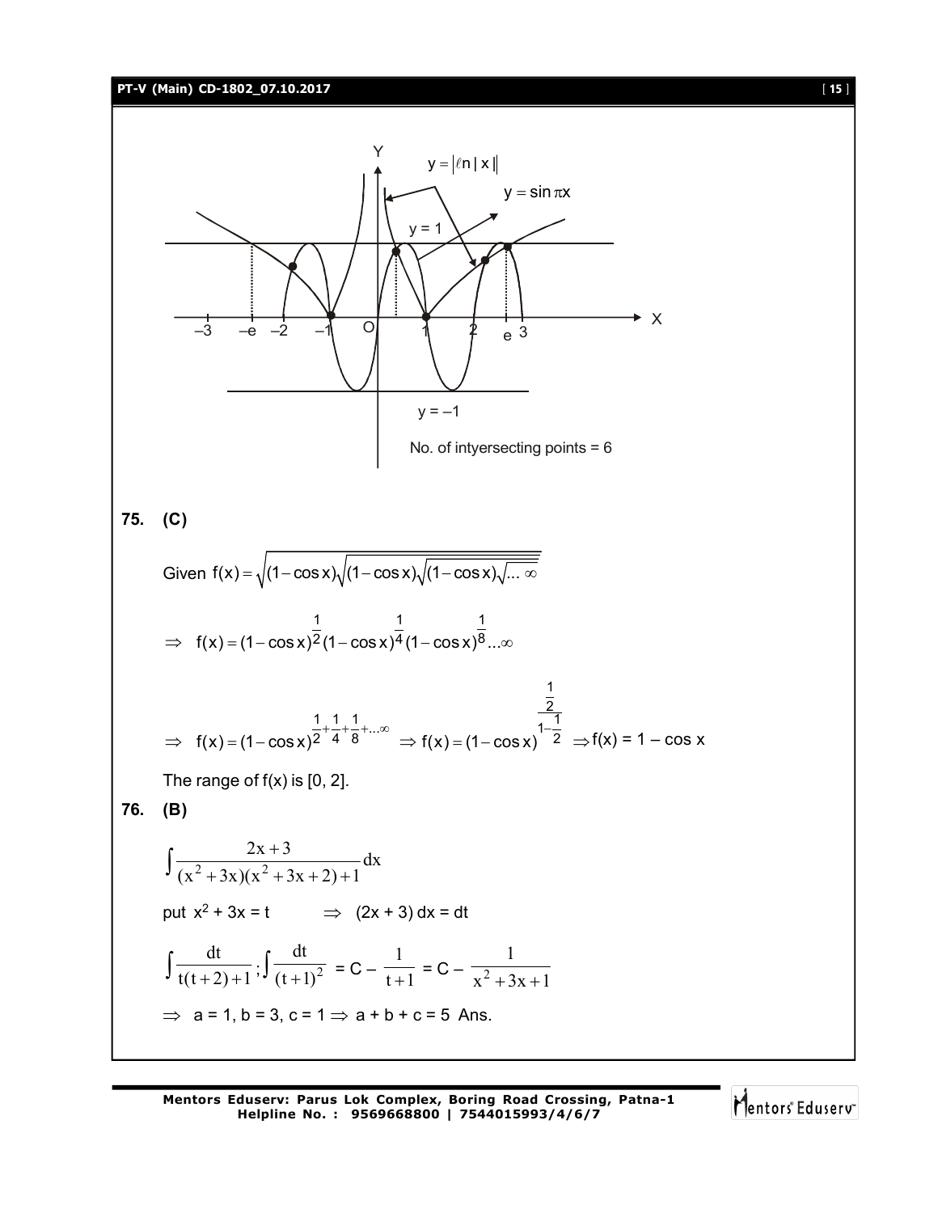No. of intyersecting points = 6

**75. (C)**

Given $f(x) = \sqrt{(1-\cos x)\sqrt{(1-\cos x)\sqrt{(1-\cos x)\sqrt{\ldots\infty}}}}$

$\Rightarrow \; f(x) = (1-\cos x)^{\frac{1}{2}}(1-\cos x)^{\frac{1}{4}}(1-\cos x)^{\frac{1}{8}}\ldots\infty$

$\Rightarrow \; f(x) = (1-\cos x)^{\frac{1}{2}+\frac{1}{4}+\frac{1}{8}+\ldots\infty} \Rightarrow f(x) = (1-\cos x)^{\frac{\frac{1}{2}}{1-\frac{1}{2}}} \Rightarrow f(x) = 1 - \cos x$

The range of f(x) is [0, 2].

**76. (B)**

$$\int \frac{2x+3}{(x^2+3x)(x^2+3x+2)+1}\,dx$$

put $x^2 + 3x = t \qquad \Rightarrow \; (2x + 3)\,dx = dt$

$$\int \frac{dt}{t(t+2)+1};\int \frac{dt}{(t+1)^2} = C - \frac{1}{t+1} = C - \frac{1}{x^2+3x+1}$$

$\Rightarrow \; a = 1, b = 3, c = 1 \Rightarrow a + b + c = 5$ Ans.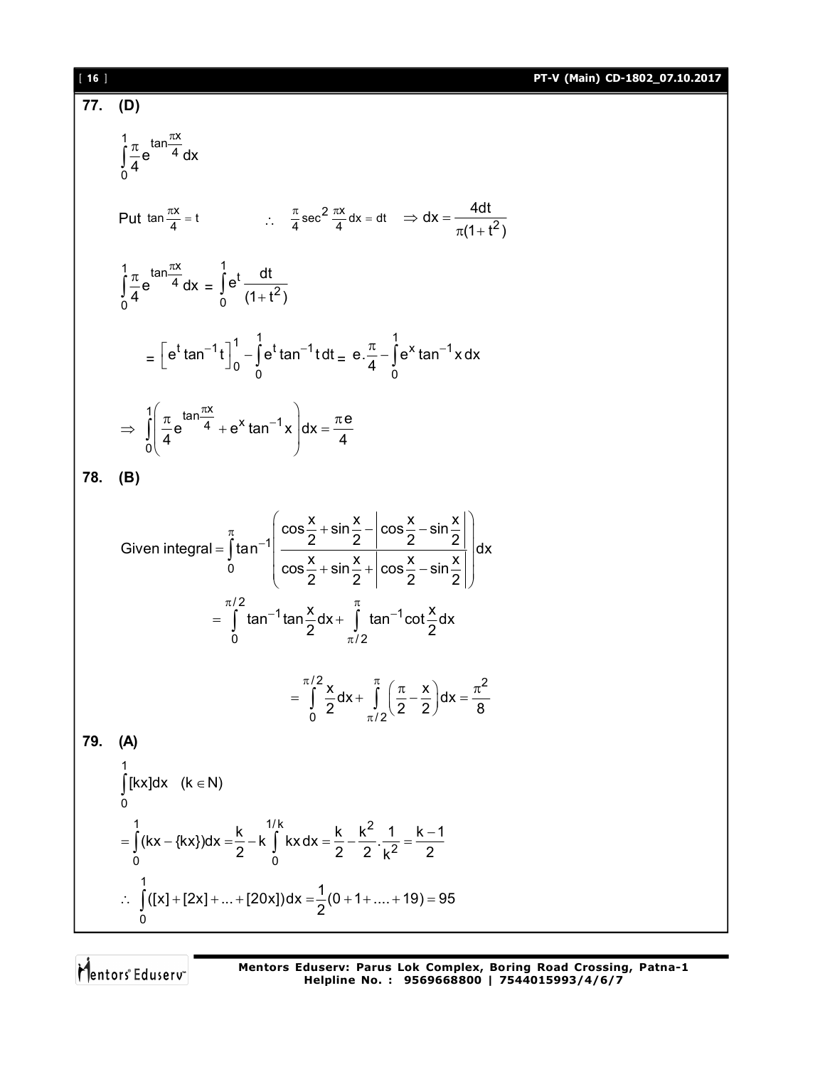**77. (D)**

$$\int_0^1 \frac{\pi}{4} e^{\tan\frac{\pi x}{4}} dx$$

Put $\tan\frac{\pi x}{4} = t$ $\quad\quad \therefore \quad \frac{\pi}{4}\sec^2\frac{\pi x}{4} dx = dt \quad \Rightarrow dx = \frac{4dt}{\pi(1+t^2)}$

$$\int_0^1 \frac{\pi}{4} e^{\tan\frac{\pi x}{4}} dx = \int_0^1 e^t \frac{dt}{(1+t^2)}$$

$$= \left[e^t \tan^{-1} t\right]_0^1 - \int_0^1 e^t \tan^{-1} t\, dt = e.\frac{\pi}{4} - \int_0^1 e^x \tan^{-1} x\, dx$$

$$\Rightarrow \int_0^1 \left(\frac{\pi}{4} e^{\tan\frac{\pi x}{4}} + e^x \tan^{-1} x\right) dx = \frac{\pi e}{4}$$

**78. (B)**

$$\text{Given integral} = \int_0^\pi \tan^{-1}\left(\frac{\cos\frac{x}{2} + \sin\frac{x}{2} - \left|\cos\frac{x}{2} - \sin\frac{x}{2}\right|}{\cos\frac{x}{2} + \sin\frac{x}{2} + \left|\cos\frac{x}{2} - \sin\frac{x}{2}\right|}\right) dx$$

$$= \int_0^{\pi/2} \tan^{-1}\tan\frac{x}{2} dx + \int_{\pi/2}^{\pi} \tan^{-1}\cot\frac{x}{2} dx$$

$$= \int_0^{\pi/2} \frac{x}{2} dx + \int_{\pi/2}^{\pi} \left(\frac{\pi}{2} - \frac{x}{2}\right) dx = \frac{\pi^2}{8}$$

**79. (A)**

$$\int_0^1 [kx]dx \quad (k \in N)$$

$$= \int_0^1 (kx - \{kx\})dx = \frac{k}{2} - k\int_0^{1/k} kx\, dx = \frac{k}{2} - \frac{k^2}{2}.\frac{1}{k^2} = \frac{k-1}{2}$$

$$\therefore \int_0^1 ([x] + [2x] + ... + [20x])dx = \frac{1}{2}(0 + 1 + .... + 19) = 95$$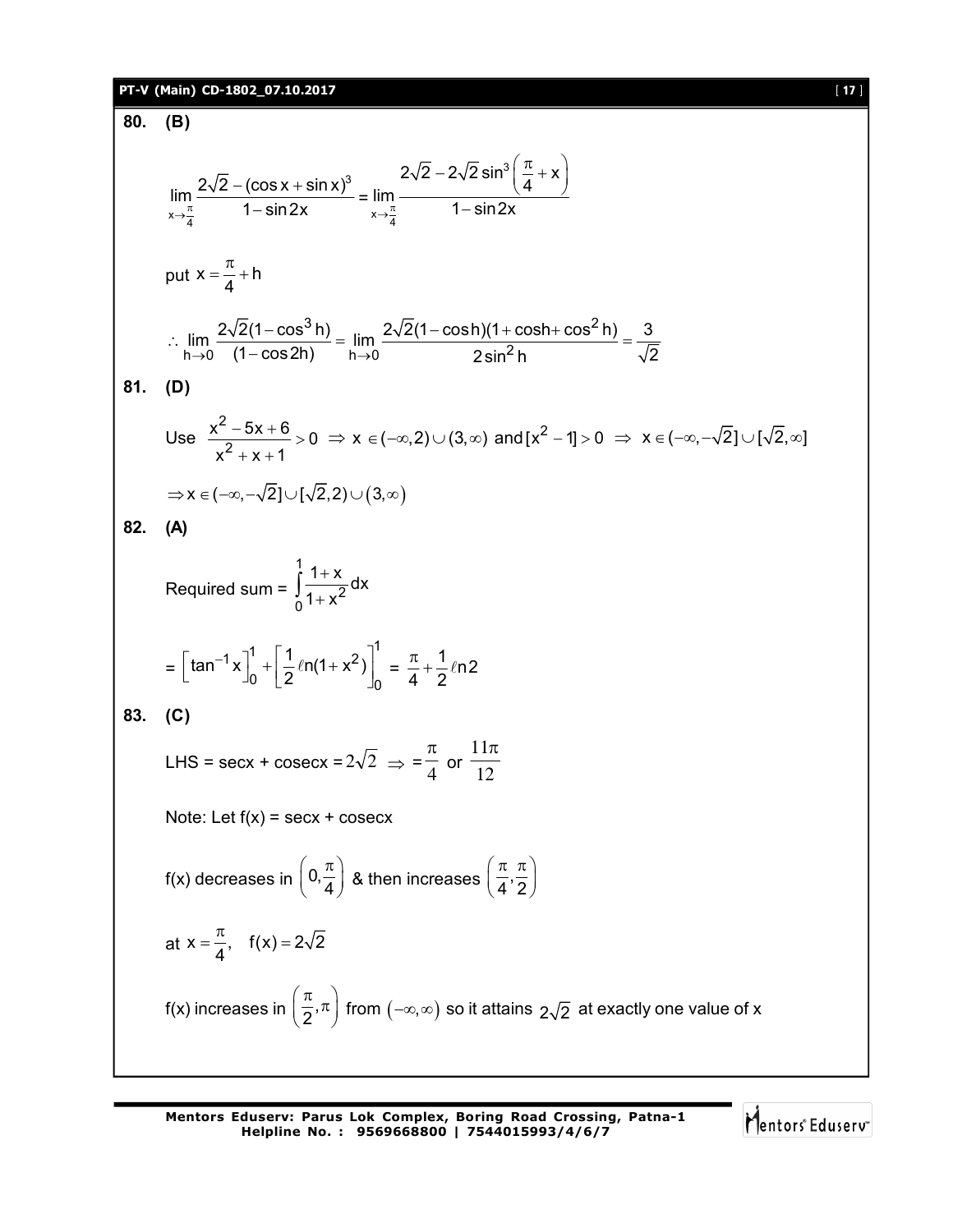**80. (B)**

$$\lim_{x\to\frac{\pi}{4}} \frac{2\sqrt{2}-(\cos x+\sin x)^3}{1-\sin 2x} = \lim_{x\to\frac{\pi}{4}} \frac{2\sqrt{2}-2\sqrt{2}\sin^3\left(\frac{\pi}{4}+x\right)}{1-\sin 2x}$$

put $x = \frac{\pi}{4}+h$

$$\therefore \lim_{h\to 0} \frac{2\sqrt{2}(1-\cos^3 h)}{(1-\cos 2h)} = \lim_{h\to 0} \frac{2\sqrt{2}(1-\cos h)(1+\cos h+\cos^2 h)}{2\sin^2 h} = \frac{3}{\sqrt{2}}$$

**81. (D)**

Use $\frac{x^2-5x+6}{x^2+x+1} > 0 \Rightarrow x \in (-\infty, 2)\cup(3,\infty)$ and $[x^2-1] > 0 \Rightarrow x \in (-\infty, -\sqrt{2}] \cup [\sqrt{2}, \infty]$

$\Rightarrow x \in (-\infty, -\sqrt{2}] \cup [\sqrt{2}, 2) \cup (3, \infty)$

**82. (A)**

Required sum = $\int_0^1 \frac{1+x}{1+x^2}dx$

$= \left[\tan^{-1}x\right]_0^1 + \left[\frac{1}{2}\ell n(1+x^2)\right]_0^1 = \frac{\pi}{4}+\frac{1}{2}\ell n 2$

**83. (C)**

LHS = secx + cosecx = $2\sqrt{2} \Rightarrow = \frac{\pi}{4}$ or $\frac{11\pi}{12}$

Note: Let f(x) = secx + cosecx

f(x) decreases in $\left(0, \frac{\pi}{4}\right)$ & then increases $\left(\frac{\pi}{4}, \frac{\pi}{2}\right)$

at $x = \frac{\pi}{4}$, $\quad f(x) = 2\sqrt{2}$

f(x) increases in $\left(\frac{\pi}{2}, \pi\right)$ from $(-\infty, \infty)$ so it attains $2\sqrt{2}$ at exactly one value of x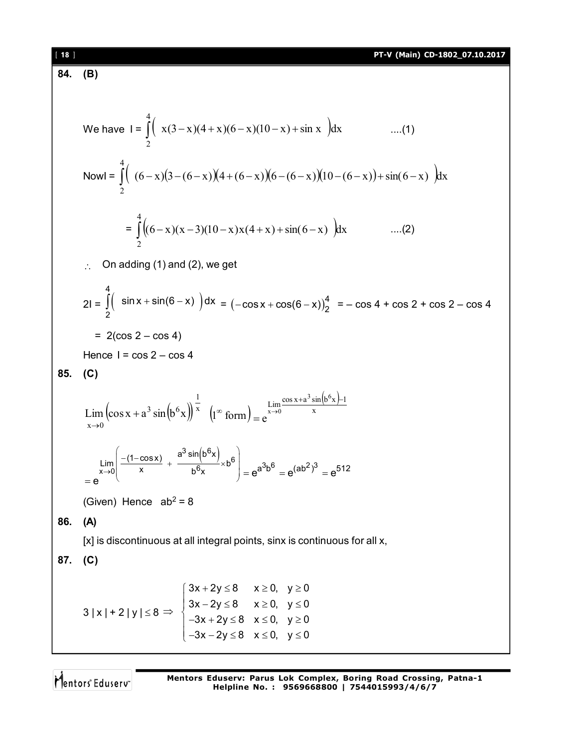**84. (B)**

We have $I = \int_2^4 \left( x(3-x)(4+x)(6-x)(10-x) + \sin x \right) dx$ ....(1)

Now $I = \int_2^4 \left( (6-x)(3-(6-x))(4+(6-x))(6-(6-x))(10-(6-x)) + \sin(6-x) \right) dx$

$= \int_2^4 \left( (6-x)(x-3)(10-x)x(4+x) + \sin(6-x) \right) dx$ ....(2)

$\therefore$ On adding (1) and (2), we get

$2I = \int_2^4 \left( \sin x + \sin(6-x) \right) dx = \left(-\cos x + \cos(6-x)\right)_2^4 = -\cos 4 + \cos 2 + \cos 2 - \cos 4$

$= 2(\cos 2 - \cos 4)$

Hence $I = \cos 2 - \cos 4$

**85. (C)**

$\lim_{x \to 0} \left(\cos x + a^3 \sin\left(b^6 x\right)\right)^{\frac{1}{x}} \quad \left(1^\infty \text{ form}\right) = e^{\lim_{x\to 0} \frac{\cos x + a^3 \sin\left(b^6 x\right) - 1}{x}}$

$= e^{\lim_{x\to 0}\left( \frac{-(1-\cos x)}{x} + \frac{a^3 \sin\left(b^6 x\right)}{b^6 x} \times b^6 \right)} = e^{a^3 b^6} = e^{(ab^2)^3} = e^{512}$

(Given) Hence $ab^2 = 8$

**86. (A)**

[x] is discontinuous at all integral points, sinx is continuous for all x,

**87. (C)**

$$3|x| + 2|y| \le 8 \Rightarrow \begin{cases} 3x + 2y \le 8 & x \ge 0, \ y \ge 0 \\ 3x - 2y \le 8 & x \ge 0, \ y \le 0 \\ -3x + 2y \le 8 & x \le 0, \ y \ge 0 \\ -3x - 2y \le 8 & x \le 0, \ y \le 0 \end{cases}$$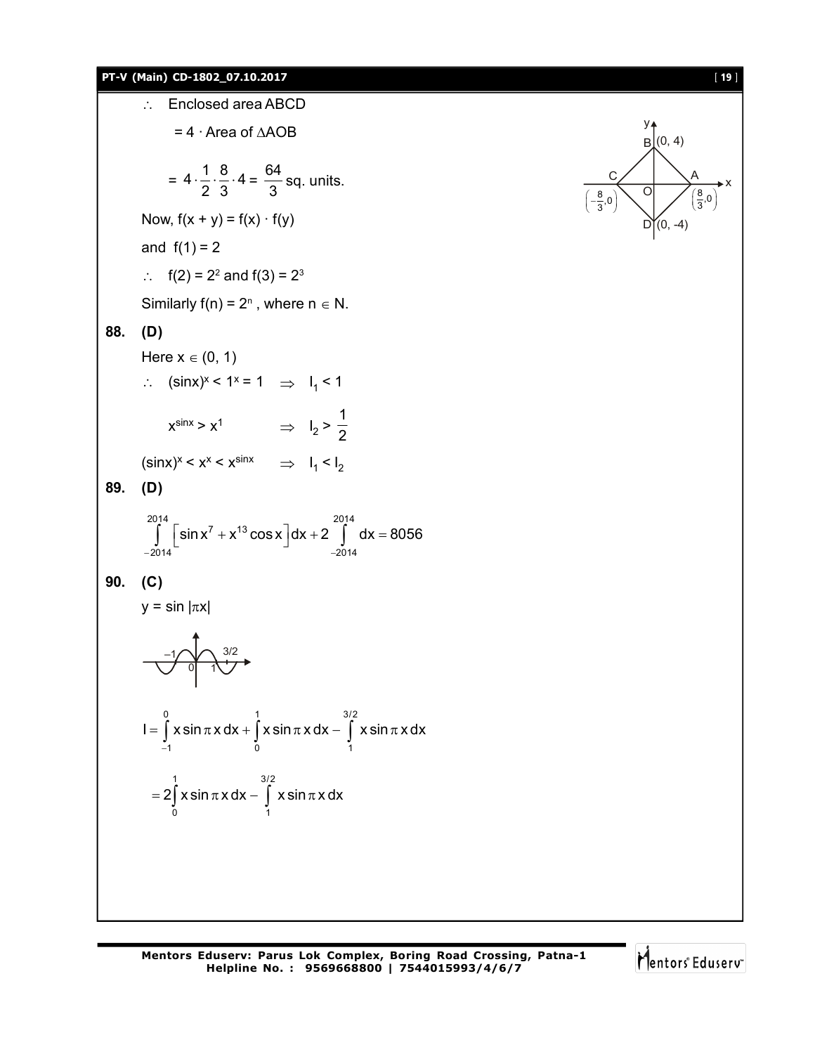$\therefore$ Enclosed area ABCD

$= 4 \cdot$ Area of $\Delta AOB$

$$= 4 \cdot \frac{1}{2} \cdot \frac{8}{3} \cdot 4 = \frac{64}{3} \text{ sq. units.}$$

y
B (0, 4)
C
A
x
O
$\left(-\frac{8}{3}, 0\right)$
$\left(\frac{8}{3}, 0\right)$
D (0, -4)

Now, $f(x + y) = f(x) \cdot f(y)$

and $f(1) = 2$

$\therefore \quad f(2) = 2^2$ and $f(3) = 2^3$

Similarly $f(n) = 2^n$ , where $n \in N$.

**88. (D)**

Here $x \in (0, 1)$

$\therefore \quad (\sin x)^x < 1^x = 1 \quad \Rightarrow \quad I_1 < 1$

$x^{\sin x} > x^1 \quad \Rightarrow \quad I_2 > \frac{1}{2}$

$(\sin x)^x < x^x < x^{\sin x} \quad \Rightarrow \quad I_1 < I_2$

**89. (D)**

$$\int_{-2014}^{2014} \left[\sin x^7 + x^{13} \cos x\right] dx + 2\int_{-2014}^{2014} dx = 8056$$

**90. (C)**

$y = \sin |\pi x|$

–1
0
1
3/2

$$I = \int_{-1}^{0} x \sin \pi x \, dx + \int_{0}^{1} x \sin \pi x \, dx - \int_{1}^{3/2} x \sin \pi x \, dx$$

$$= 2\int_{0}^{1} x \sin \pi x \, dx - \int_{1}^{3/2} x \sin \pi x \, dx$$